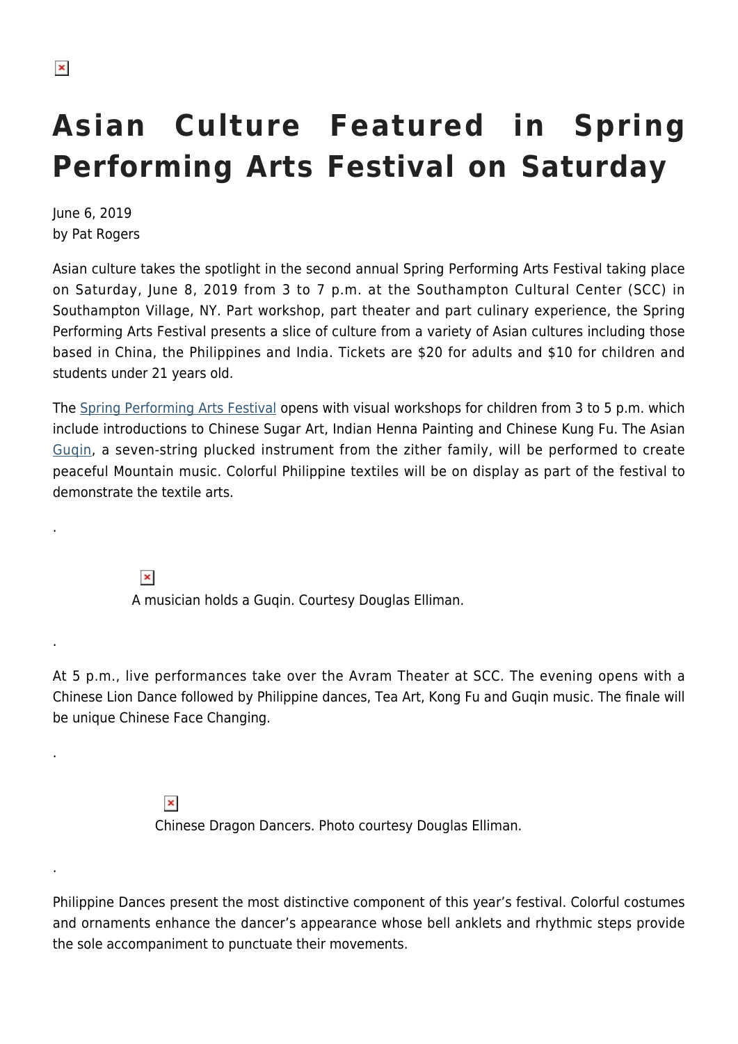# Asian Culture Featured in Spring Performing Arts Festival on Saturday

June 6, 2019
by Pat Rogers

Asian culture takes the spotlight in the second annual Spring Performing Arts Festival taking place on Saturday, June 8, 2019 from 3 to 7 p.m. at the Southampton Cultural Center (SCC) in Southampton Village, NY. Part workshop, part theater and part culinary experience, the Spring Performing Arts Festival presents a slice of culture from a variety of Asian cultures including those based in China, the Philippines and India. Tickets are $20 for adults and $10 for children and students under 21 years old.

The Spring Performing Arts Festival opens with visual workshops for children from 3 to 5 p.m. which include introductions to Chinese Sugar Art, Indian Henna Painting and Chinese Kung Fu. The Asian Guqin, a seven-string plucked instrument from the zither family, will be performed to create peaceful Mountain music. Colorful Philippine textiles will be on display as part of the festival to demonstrate the textile arts.

.

A musician holds a Guqin. Courtesy Douglas Elliman.

.

At 5 p.m., live performances take over the Avram Theater at SCC. The evening opens with a Chinese Lion Dance followed by Philippine dances, Tea Art, Kong Fu and Guqin music. The finale will be unique Chinese Face Changing.

.

Chinese Dragon Dancers. Photo courtesy Douglas Elliman.

.

Philippine Dances present the most distinctive component of this year's festival. Colorful costumes and ornaments enhance the dancer's appearance whose bell anklets and rhythmic steps provide the sole accompaniment to punctuate their movements.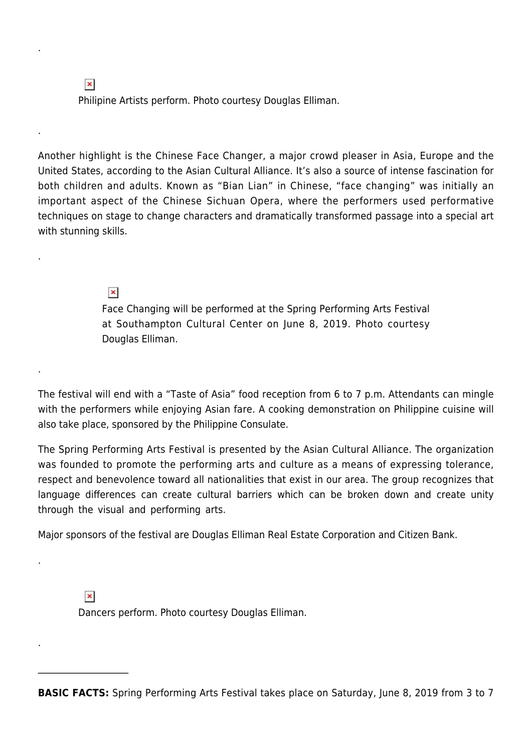.

Philipine Artists perform. Photo courtesy Douglas Elliman.

.

Another highlight is the Chinese Face Changer, a major crowd pleaser in Asia, Europe and the United States, according to the Asian Cultural Alliance. It's also a source of intense fascination for both children and adults. Known as "Bian Lian" in Chinese, "face changing" was initially an important aspect of the Chinese Sichuan Opera, where the performers used performative techniques on stage to change characters and dramatically transformed passage into a special art with stunning skills.

.

Face Changing will be performed at the Spring Performing Arts Festival at Southampton Cultural Center on June 8, 2019. Photo courtesy Douglas Elliman.

.

The festival will end with a "Taste of Asia" food reception from 6 to 7 p.m. Attendants can mingle with the performers while enjoying Asian fare. A cooking demonstration on Philippine cuisine will also take place, sponsored by the Philippine Consulate.

The Spring Performing Arts Festival is presented by the Asian Cultural Alliance. The organization was founded to promote the performing arts and culture as a means of expressing tolerance, respect and benevolence toward all nationalities that exist in our area. The group recognizes that language differences can create cultural barriers which can be broken down and create unity through the visual and performing arts.

Major sponsors of the festival are Douglas Elliman Real Estate Corporation and Citizen Bank.

.

Dancers perform. Photo courtesy Douglas Elliman.

.

---

**BASIC FACTS:** Spring Performing Arts Festival takes place on Saturday, June 8, 2019 from 3 to 7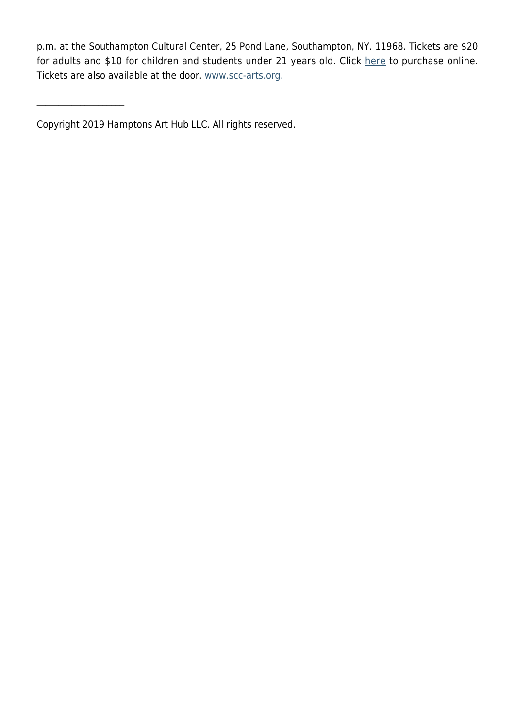p.m. at the Southampton Cultural Center, 25 Pond Lane, Southampton, NY. 11968. Tickets are $20 for adults and $10 for children and students under 21 years old. Click here to purchase online. Tickets are also available at the door. www.scc-arts.org.

\_\_\_\_\_\_\_\_\_\_\_\_\_\_\_\_\_\_\_\_

Copyright 2019 Hamptons Art Hub LLC. All rights reserved.